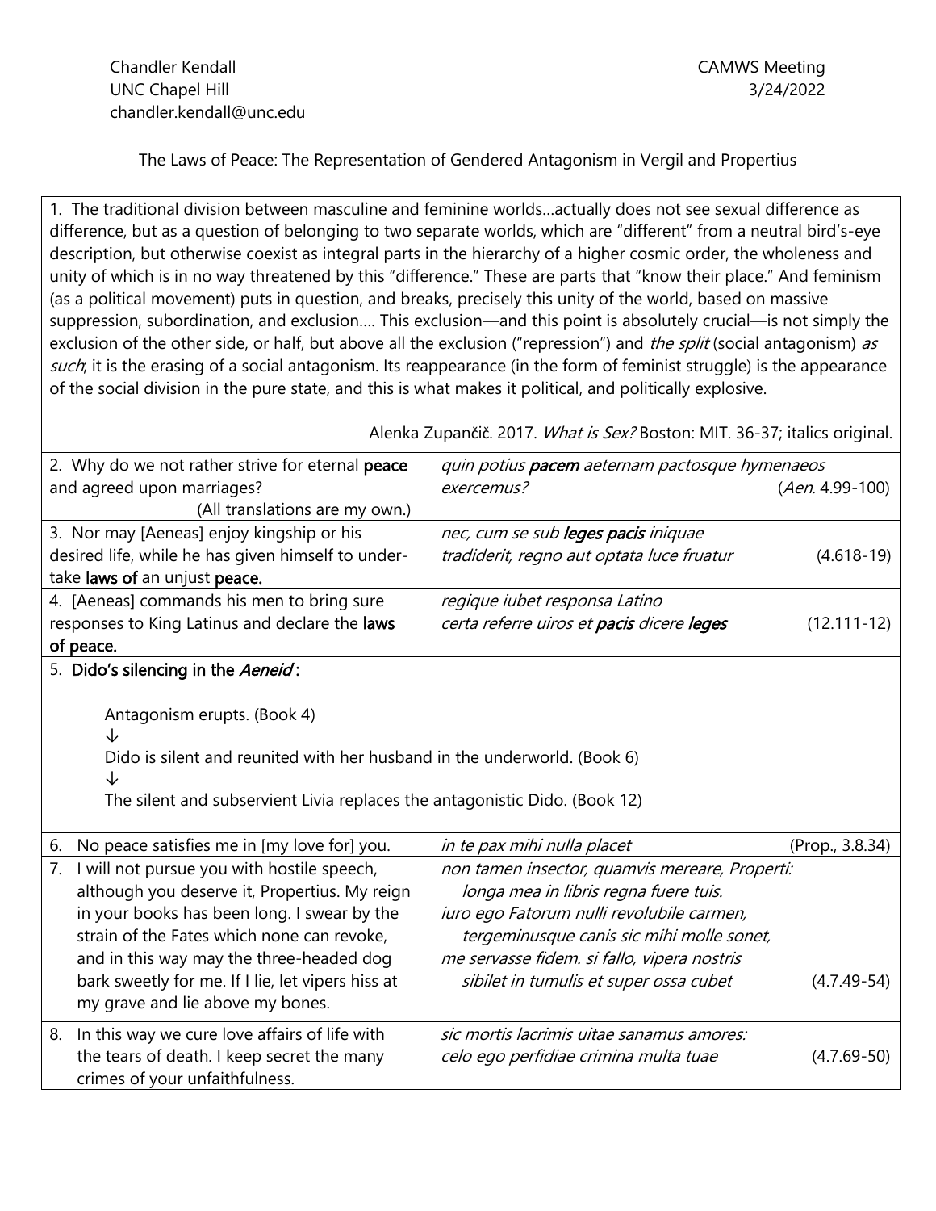Chandler Kendall
UNC Chapel Hill
chandler.kendall@unc.edu

CAMWS Meeting
3/24/2022

The Laws of Peace: The Representation of Gendered Antagonism in Vergil and Propertius

1. The traditional division between masculine and feminine worlds…actually does not see sexual difference as difference, but as a question of belonging to two separate worlds, which are "different" from a neutral bird's-eye description, but otherwise coexist as integral parts in the hierarchy of a higher cosmic order, the wholeness and unity of which is in no way threatened by this "difference." These are parts that "know their place." And feminism (as a political movement) puts in question, and breaks, precisely this unity of the world, based on massive suppression, subordination, and exclusion…. This exclusion—and this point is absolutely crucial—is not simply the exclusion of the other side, or half, but above all the exclusion ("repression") and *the split* (social antagonism) *as such*; it is the erasing of a social antagonism. Its reappearance (in the form of feminist struggle) is the appearance of the social division in the pure state, and this is what makes it political, and politically explosive.

Alenka Zupančič. 2017. *What is Sex?* Boston: MIT. 36-37; italics original.

| | |
|---|---|
| 2. Why do we not rather strive for eternal **peace** and agreed upon marriages? (All translations are my own.) | *quin potius **pacem** aeternam pactosque hymenaeos exercemus?* (*Aen.* 4.99-100) |
| 3. Nor may [Aeneas] enjoy kingship or his desired life, while he has given himself to undertake **laws of** an unjust **peace.** | *nec, cum se sub **leges pacis** iniquae tradiderit, regno aut optata luce fruatur* (4.618-19) |
| 4. [Aeneas] commands his men to bring sure responses to King Latinus and declare the **laws of peace.** | *regique iubet responsa Latino certa referre uiros et **pacis** dicere **leges*** (12.111-12) |

5. **Dido's silencing in the *Aeneid*:**

Antagonism erupts. (Book 4)
↓
Dido is silent and reunited with her husband in the underworld. (Book 6)
↓
The silent and subservient Livia replaces the antagonistic Dido. (Book 12)

| | |
|---|---|
| 6. No peace satisfies me in [my love for] you. | *in te pax mihi nulla placet* (Prop., 3.8.34) |
| 7. I will not pursue you with hostile speech, although you deserve it, Propertius. My reign in your books has been long. I swear by the strain of the Fates which none can revoke, and in this way may the three-headed dog bark sweetly for me. If I lie, let vipers hiss at my grave and lie above my bones. | *non tamen insector, quamvis mereare, Properti: longa mea in libris regna fuere tuis. iuro ego Fatorum nulli revolubile carmen, tergeminusque canis sic mihi molle sonet, me servasse fidem. si fallo, vipera nostris sibilet in tumulis et super ossa cubet* (4.7.49-54) |
| 8. In this way we cure love affairs of life with the tears of death. I keep secret the many crimes of your unfaithfulness. | *sic mortis lacrimis uitae sanamus amores: celo ego perfidiae crimina multa tuae* (4.7.69-50) |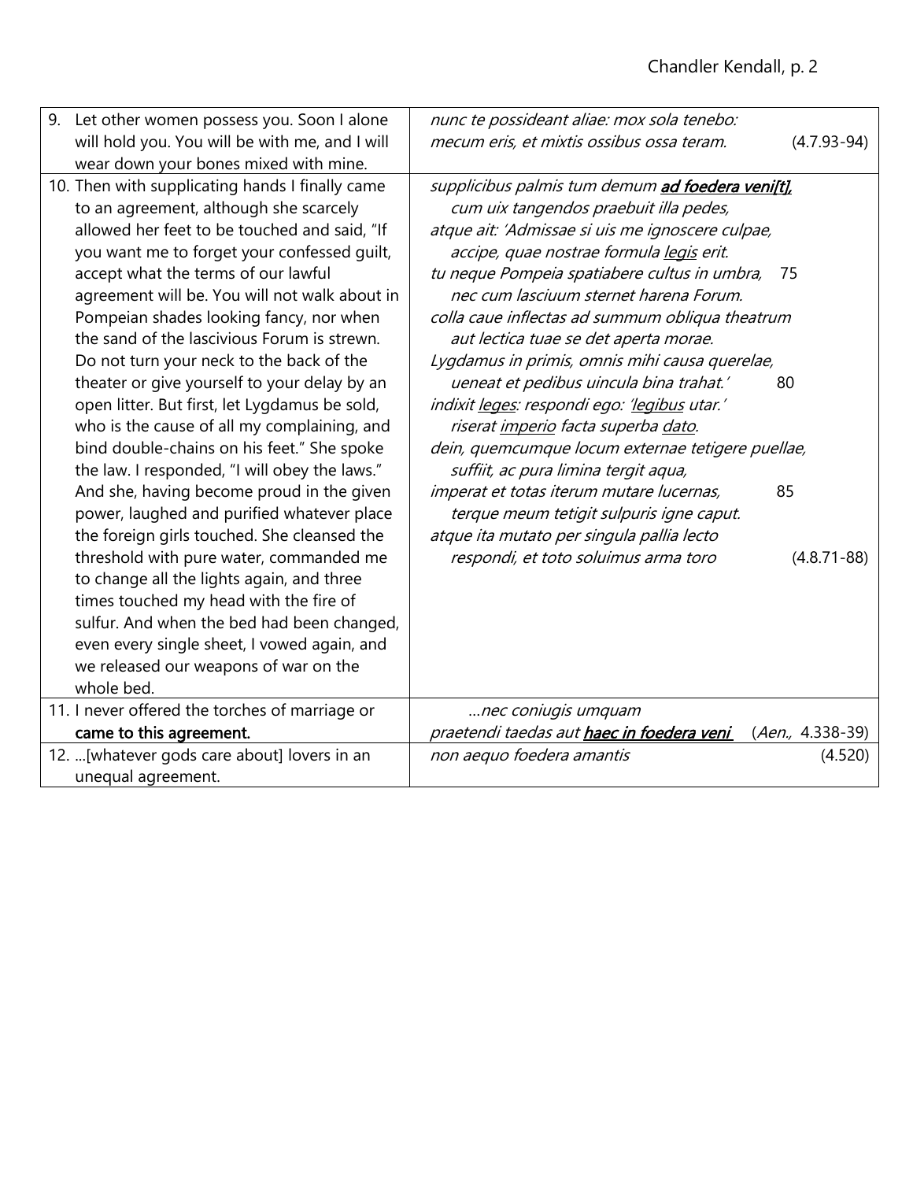| | |
|---|---|
| 9. Let other women possess you. Soon I alone will hold you. You will be with me, and I will wear down your bones mixed with mine. | *nunc te possideant aliae: mox sola tenebo:*<br>*mecum eris, et mixtis ossibus ossa teram.* (4.7.93-94) |
| 10. Then with supplicating hands I finally came to an agreement, although she scarcely allowed her feet to be touched and said, "If you want me to forget your confessed guilt, accept what the terms of our lawful agreement will be. You will not walk about in Pompeian shades looking fancy, nor when the sand of the lascivious Forum is strewn. Do not turn your neck to the back of the theater or give yourself to your delay by an open litter. But first, let Lygdamus be sold, who is the cause of all my complaining, and bind double-chains on his feet." She spoke the law. I responded, "I will obey the laws." And she, having become proud in the given power, laughed and purified whatever place the foreign girls touched. She cleansed the threshold with pure water, commanded me to change all the lights again, and three times touched my head with the fire of sulfur. And when the bed had been changed, even every single sheet, I vowed again, and we released our weapons of war on the whole bed. | *supplicibus palmis tum demum **ad foedera veni[t],***<br>*cum uix tangendos praebuit illa pedes,*<br>*atque ait: 'Admissae si uis me ignoscere culpae,*<br>*accipe, quae nostrae formula legis erit.*<br>*tu neque Pompeia spatiabere cultus in umbra,* 75<br>*nec cum lasciuum sternet harena Forum.*<br>*colla caue inflectas ad summum obliqua theatrum*<br>*aut lectica tuae se det aperta morae.*<br>*Lygdamus in primis, omnis mihi causa querelae,*<br>*ueneat et pedibus uincula bina trahat.'* 80<br>*indixit leges: respondi ego: 'legibus utar.'*<br>*riserat imperio facta superba dato.*<br>*dein, quemcumque locum externae tetigere puellae,*<br>*suffiit, ac pura limina tergit aqua,*<br>*imperat et totas iterum mutare lucernas,* 85<br>*terque meum tetigit sulpuris igne caput.*<br>*atque ita mutato per singula pallia lecto*<br>*respondi, et toto soluimus arma toro* (4.8.71-88) |
| 11. I never offered the torches of marriage or **came to this agreement.** | *...nec coniugis umquam*<br>*praetendi taedas aut **haec in foedera veni*** (*Aen.,* 4.338-39) |
| 12. ...[whatever gods care about] lovers in an unequal agreement. | *non aequo foedera amantis* (4.520) |